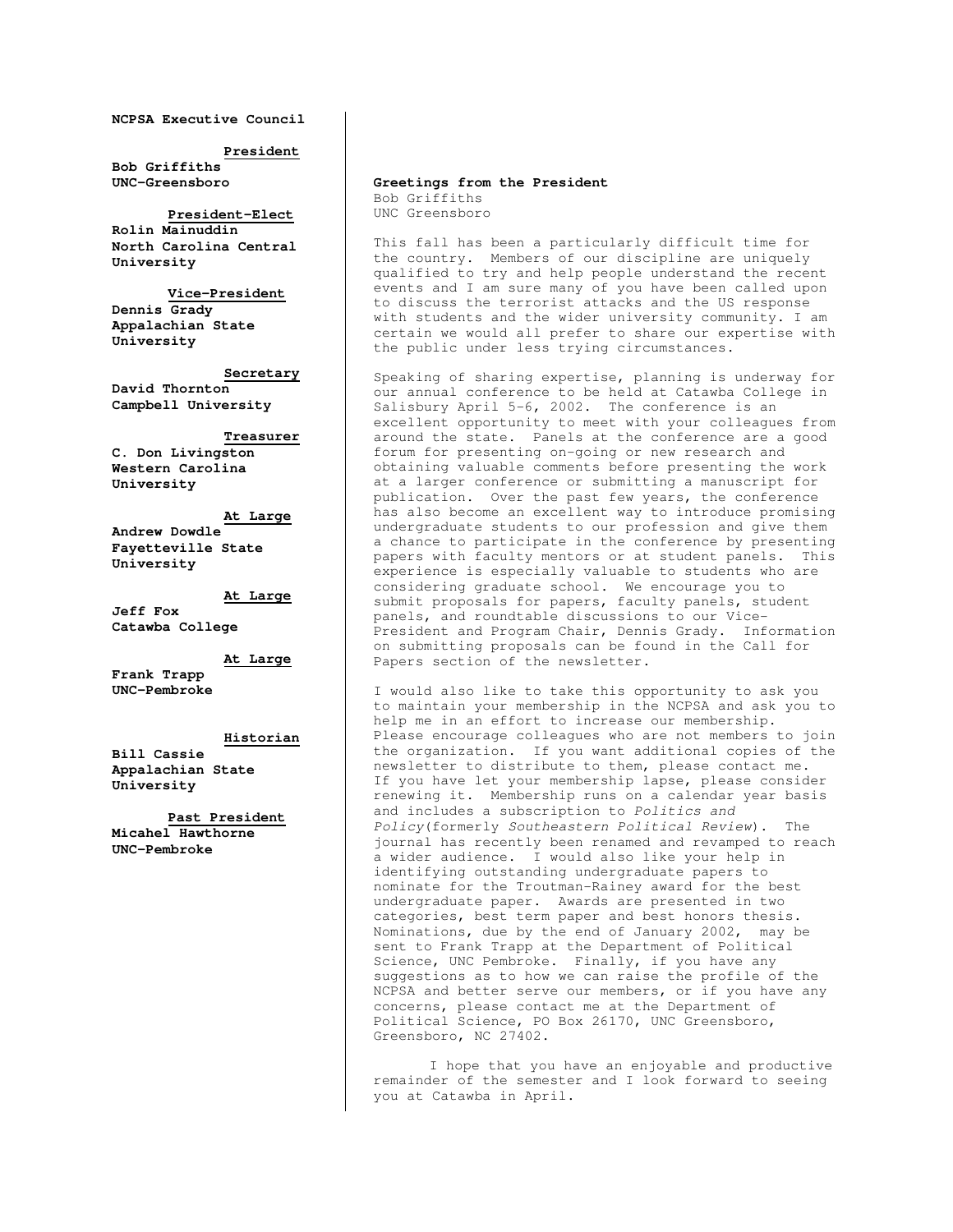**NCPSA Executive Council**

**President**
**Bob Griffiths**
**UNC-Greensboro**

**President-Elect**
**Rolin Mainuddin**
**North Carolina Central University**

**Vice-President**
**Dennis Grady**
**Appalachian State University**

**Secretary**
**David Thornton**
**Campbell University**

**Treasurer**
**C. Don Livingston**
**Western Carolina University**

**At Large**
**Andrew Dowdle**
**Fayetteville State University**

**At Large**
**Jeff Fox**
**Catawba College**

**At Large**
**Frank Trapp**
**UNC-Pembroke**

**Historian**
**Bill Cassie**
**Appalachian State University**

**Past President**
**Micahel Hawthorne**
**UNC-Pembroke**

## Greetings from the President

Bob Griffiths
UNC Greensboro

This fall has been a particularly difficult time for the country. Members of our discipline are uniquely qualified to try and help people understand the recent events and I am sure many of you have been called upon to discuss the terrorist attacks and the US response with students and the wider university community. I am certain we would all prefer to share our expertise with the public under less trying circumstances.

Speaking of sharing expertise, planning is underway for our annual conference to be held at Catawba College in Salisbury April 5-6, 2002. The conference is an excellent opportunity to meet with your colleagues from around the state. Panels at the conference are a good forum for presenting on-going or new research and obtaining valuable comments before presenting the work at a larger conference or submitting a manuscript for publication. Over the past few years, the conference has also become an excellent way to introduce promising undergraduate students to our profession and give them a chance to participate in the conference by presenting papers with faculty mentors or at student panels. This experience is especially valuable to students who are considering graduate school. We encourage you to submit proposals for papers, faculty panels, student panels, and roundtable discussions to our Vice-President and Program Chair, Dennis Grady. Information on submitting proposals can be found in the Call for Papers section of the newsletter.

I would also like to take this opportunity to ask you to maintain your membership in the NCPSA and ask you to help me in an effort to increase our membership. Please encourage colleagues who are not members to join the organization. If you want additional copies of the newsletter to distribute to them, please contact me. If you have let your membership lapse, please consider renewing it. Membership runs on a calendar year basis and includes a subscription to *Politics and Policy*(formerly *Southeastern Political Review*). The journal has recently been renamed and revamped to reach a wider audience. I would also like your help in identifying outstanding undergraduate papers to nominate for the Troutman-Rainey award for the best undergraduate paper. Awards are presented in two categories, best term paper and best honors thesis. Nominations, due by the end of January 2002, may be sent to Frank Trapp at the Department of Political Science, UNC Pembroke. Finally, if you have any suggestions as to how we can raise the profile of the NCPSA and better serve our members, or if you have any concerns, please contact me at the Department of Political Science, PO Box 26170, UNC Greensboro, Greensboro, NC 27402.

I hope that you have an enjoyable and productive remainder of the semester and I look forward to seeing you at Catawba in April.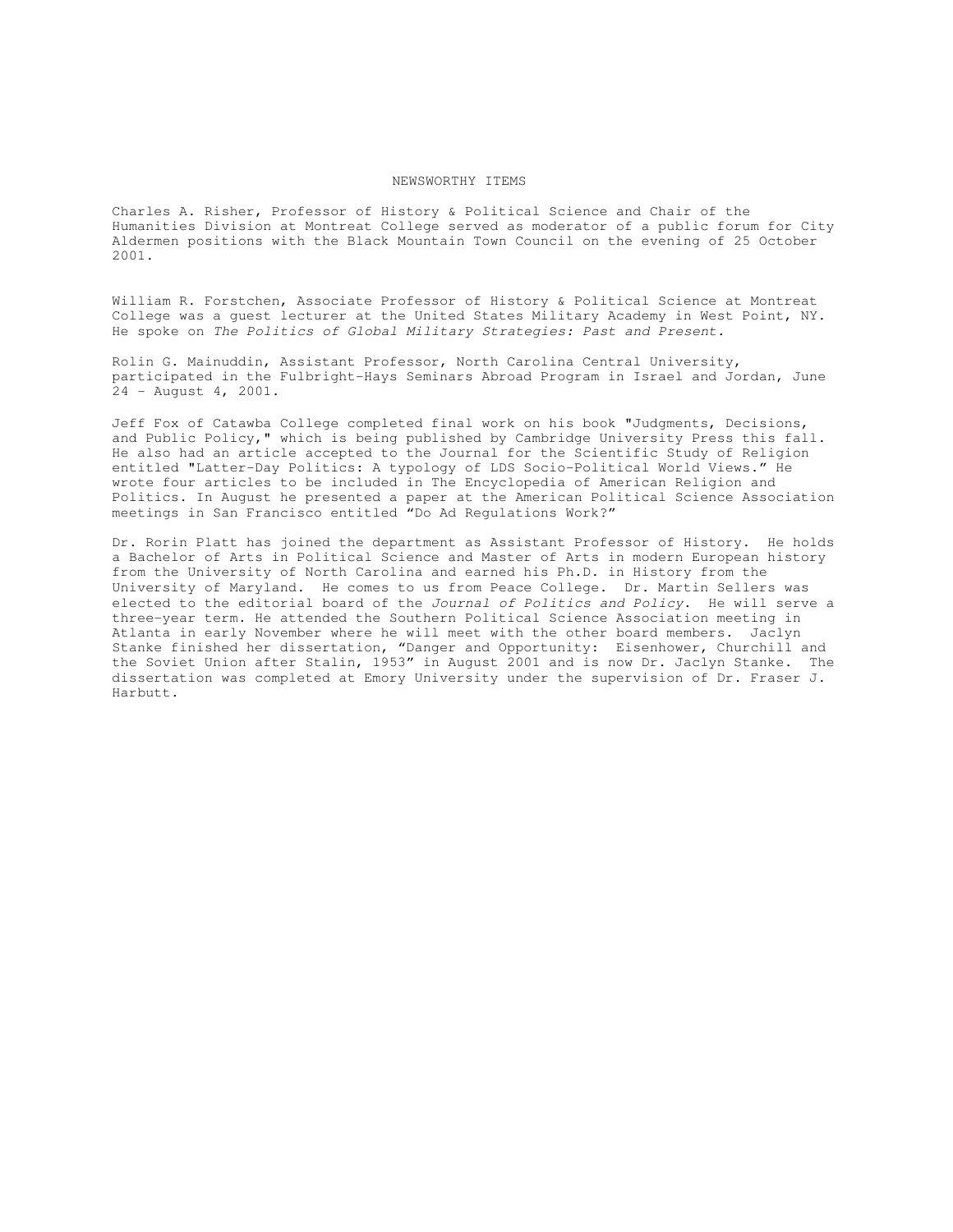# NEWSWORTHY ITEMS

Charles A. Risher, Professor of History & Political Science and Chair of the Humanities Division at Montreat College served as moderator of a public forum for City Aldermen positions with the Black Mountain Town Council on the evening of 25 October 2001.

William R. Forstchen, Associate Professor of History & Political Science at Montreat College was a guest lecturer at the United States Military Academy in West Point, NY. He spoke on *The Politics of Global Military Strategies: Past and Present.*

Rolin G. Mainuddin, Assistant Professor, North Carolina Central University, participated in the Fulbright-Hays Seminars Abroad Program in Israel and Jordan, June 24 – August 4, 2001.

Jeff Fox of Catawba College completed final work on his book "Judgments, Decisions, and Public Policy," which is being published by Cambridge University Press this fall. He also had an article accepted to the Journal for the Scientific Study of Religion entitled "Latter-Day Politics: A typology of LDS Socio-Political World Views." He wrote four articles to be included in The Encyclopedia of American Religion and Politics. In August he presented a paper at the American Political Science Association meetings in San Francisco entitled "Do Ad Regulations Work?"

Dr. Rorin Platt has joined the department as Assistant Professor of History. He holds a Bachelor of Arts in Political Science and Master of Arts in modern European history from the University of North Carolina and earned his Ph.D. in History from the University of Maryland. He comes to us from Peace College. Dr. Martin Sellers was elected to the editorial board of the *Journal of Politics and Policy*. He will serve a three-year term. He attended the Southern Political Science Association meeting in Atlanta in early November where he will meet with the other board members. Jaclyn Stanke finished her dissertation, "Danger and Opportunity: Eisenhower, Churchill and the Soviet Union after Stalin, 1953" in August 2001 and is now Dr. Jaclyn Stanke. The dissertation was completed at Emory University under the supervision of Dr. Fraser J. Harbutt.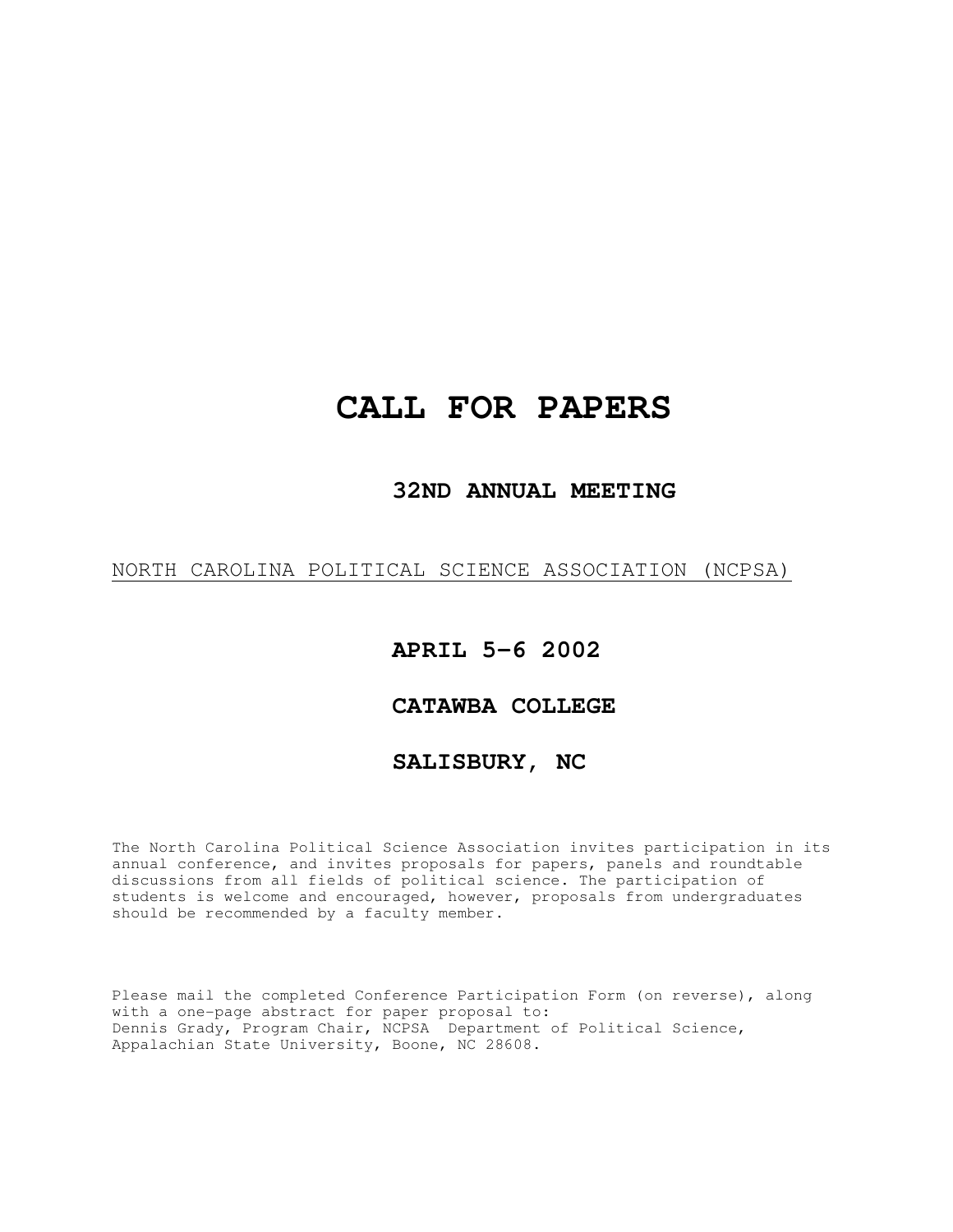# CALL FOR PAPERS

## 32ND ANNUAL MEETING

NORTH CAROLINA POLITICAL SCIENCE ASSOCIATION (NCPSA)

## APRIL 5-6 2002

## CATAWBA COLLEGE

## SALISBURY, NC

The North Carolina Political Science Association invites participation in its annual conference, and invites proposals for papers, panels and roundtable discussions from all fields of political science. The participation of students is welcome and encouraged, however, proposals from undergraduates should be recommended by a faculty member.

Please mail the completed Conference Participation Form (on reverse), along with a one-page abstract for paper proposal to:
Dennis Grady, Program Chair, NCPSA Department of Political Science, Appalachian State University, Boone, NC 28608.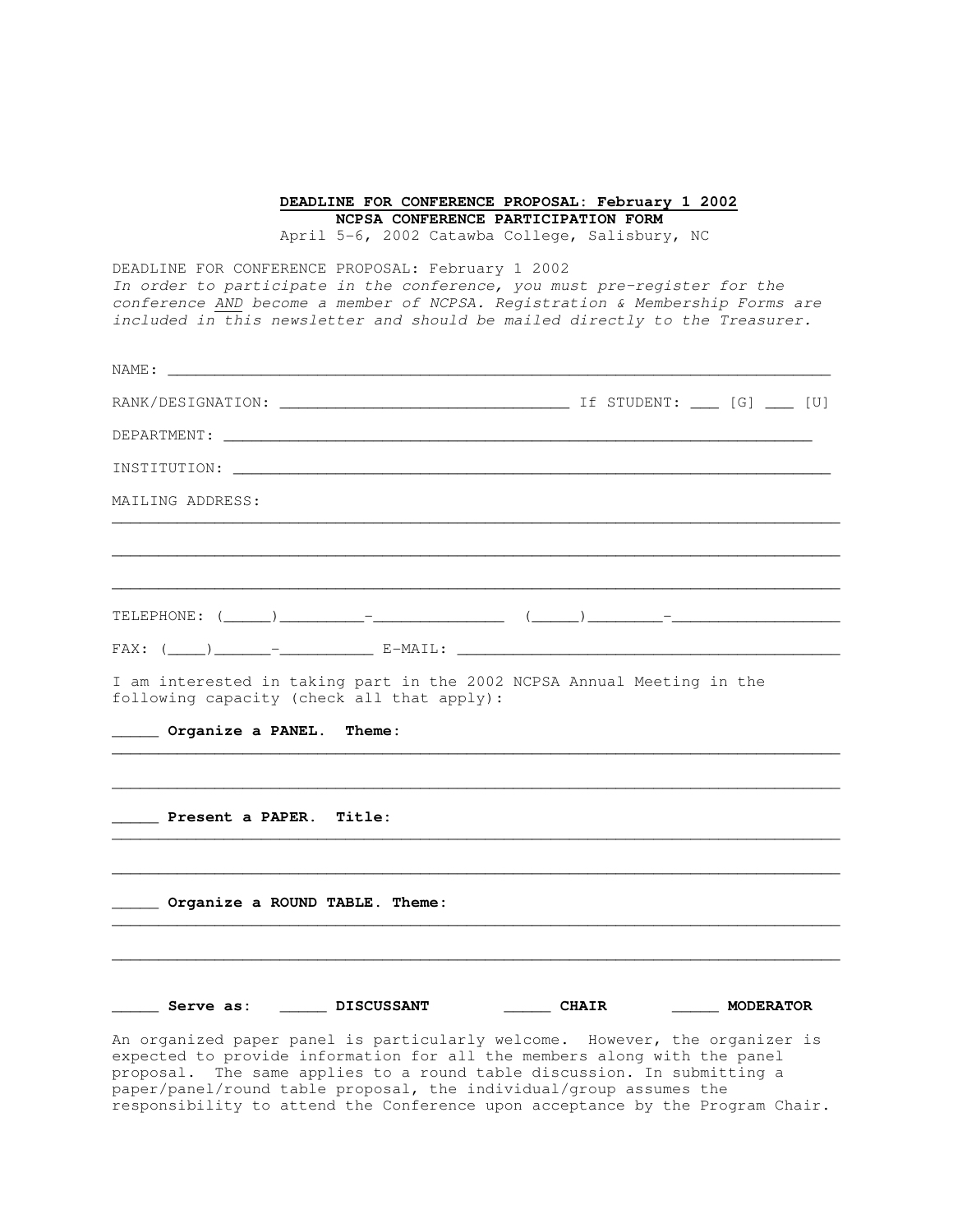**DEADLINE FOR CONFERENCE PROPOSAL: February 1 2002**
**NCPSA CONFERENCE PARTICIPATION FORM**
April 5-6, 2002 Catawba College, Salisbury, NC

DEADLINE FOR CONFERENCE PROPOSAL: February 1 2002
*In order to participate in the conference, you must pre-register for the conference AND become a member of NCPSA. Registration & Membership Forms are included in this newsletter and should be mailed directly to the Treasurer.*

NAME: ______________________________________________________________________

RANK/DESIGNATION: _______________________________ If STUDENT: ___ [G] ___ [U]

DEPARTMENT: ______________________________________________________________

INSTITUTION: ______________________________________________________________

MAILING ADDRESS:
______________________________________________________________________________

______________________________________________________________________________

______________________________________________________________________________

TELEPHONE: (_____)_________-______________ (_____)________-__________________

FAX: (____)______-__________ E-MAIL: _________________________________________

I am interested in taking part in the 2002 NCPSA Annual Meeting in the following capacity (check all that apply):

_____ **Organize a PANEL. Theme:**
______________________________________________________________________________

______________________________________________________________________________

_____ **Present a PAPER. Title:**
______________________________________________________________________________

______________________________________________________________________________

_____ **Organize a ROUND TABLE. Theme:**
______________________________________________________________________________

______________________________________________________________________________

_____ **Serve as:** _____ **DISCUSSANT** _____ **CHAIR** _____ **MODERATOR**

An organized paper panel is particularly welcome. However, the organizer is expected to provide information for all the members along with the panel proposal. The same applies to a round table discussion. In submitting a paper/panel/round table proposal, the individual/group assumes the responsibility to attend the Conference upon acceptance by the Program Chair.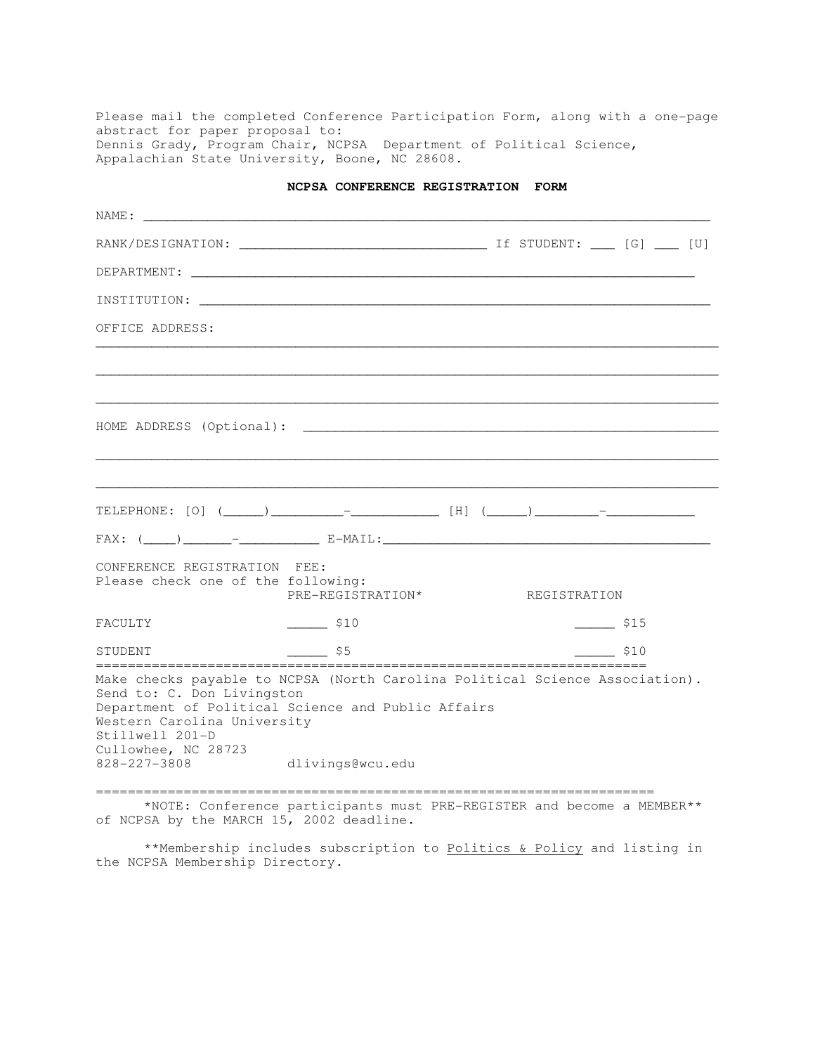Please mail the completed Conference Participation Form, along with a one-page abstract for paper proposal to:
Dennis Grady, Program Chair, NCPSA Department of Political Science, Appalachian State University, Boone, NC 28608.

## NCPSA CONFERENCE REGISTRATION FORM

NAME: ______________________________________________________________________

RANK/DESIGNATION: ________________________________ If STUDENT: ___ [G] ___ [U]

DEPARTMENT: ______________________________________________________________

INSTITUTION: _______________________________________________________________

OFFICE ADDRESS:
__________________________________________________________________________

__________________________________________________________________________

__________________________________________________________________________

HOME ADDRESS (Optional): ___________________________________________________

__________________________________________________________________________

__________________________________________________________________________

TELEPHONE: [O] (_____)_________-___________ [H] (_____)________-___________

FAX: (____)______-__________ E-MAIL:________________________________________

CONFERENCE REGISTRATION FEE:
Please check one of the following:

| | PRE-REGISTRATION* | REGISTRATION |
|---|---|---|
| FACULTY | _____ $10 | _____ $15 |
| STUDENT | _____ $5 | _____ $10 |

==================================================================

Make checks payable to NCPSA (North Carolina Political Science Association).
Send to: C. Don Livingston
Department of Political Science and Public Affairs
Western Carolina University
Stillwell 201-D
Cullowhee, NC 28723
828-227-3808 dlivings@wcu.edu

==================================================================

*NOTE: Conference participants must PRE-REGISTER and become a MEMBER** of NCPSA by the MARCH 15, 2002 deadline.

**Membership includes subscription to Politics & Policy and listing in the NCPSA Membership Directory.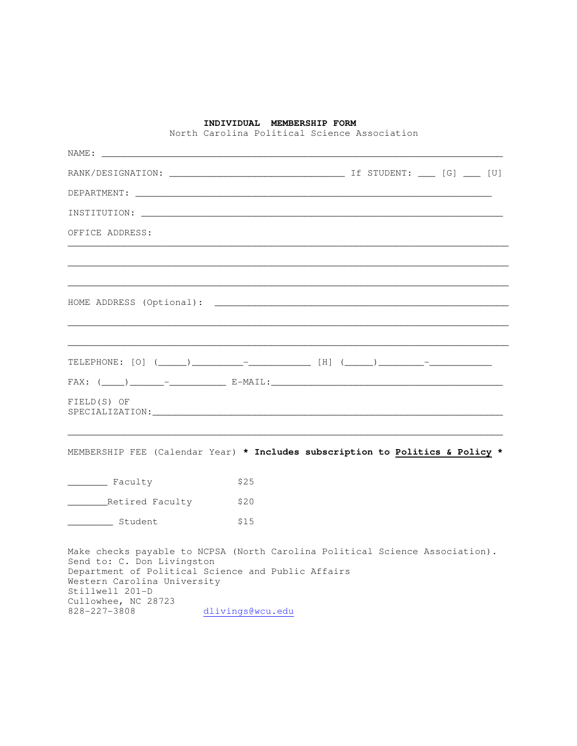**INDIVIDUAL MEMBERSHIP FORM**

North Carolina Political Science Association

NAME: ______________________________________________________________________

RANK/DESIGNATION: ________________________________ If STUDENT: ___ [G] ___ [U]

DEPARTMENT: _________________________________________________________________

INSTITUTION: _________________________________________________________________

OFFICE ADDRESS:

_____________________________________________________________________________

_____________________________________________________________________________

_____________________________________________________________________________

HOME ADDRESS (Optional): _____________________________________________________

_____________________________________________________________________________

_____________________________________________________________________________

TELEPHONE: [O] (_____)_________-___________ [H] (_____)________-___________

FAX: (____)______-__________ E-MAIL:________________________________________

FIELD(S) OF SPECIALIZATION:___________________________________________________

_____________________________________________________________________________

MEMBERSHIP FEE (Calendar Year) *** Includes subscription to <u>Politics & Policy</u> ***

_______ Faculty $25

_______Retired Faculty $20

________ Student $15

Make checks payable to NCPSA (North Carolina Political Science Association).
Send to: C. Don Livingston
Department of Political Science and Public Affairs
Western Carolina University
Stillwell 201-D
Cullowhee, NC 28723
828-227-3808 dlivings@wcu.edu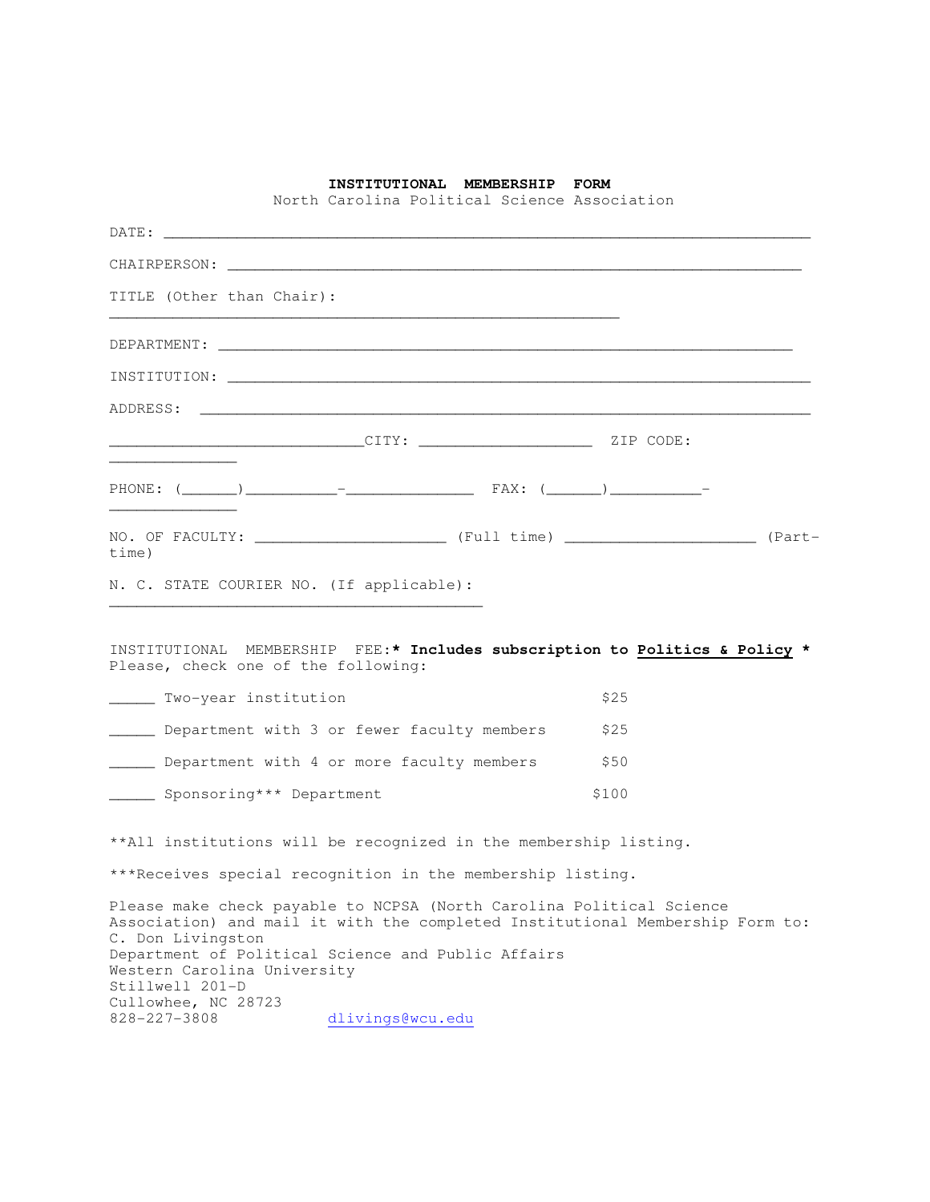**INSTITUTIONAL MEMBERSHIP FORM**

North Carolina Political Science Association

DATE: ______________________________________________________________________

CHAIRPERSON: ______________________________________________________________

TITLE (Other than Chair):
__________________________________________________________

DEPARTMENT: _______________________________________________________________

INSTITUTION: ______________________________________________________________

ADDRESS: __________________________________________________________________

_____________________________CITY: ____________________ ZIP CODE:
______________

PHONE: (______)__________-______________ FAX: (______)__________-
______________

NO. OF FACULTY: _____________________ (Full time) _____________________ (Part-time)

N. C. STATE COURIER NO. (If applicable):
__________________________________________

INSTITUTIONAL MEMBERSHIP FEE:**\* Includes subscription to <u>Politics & Policy</u> \***
Please, check one of the following:

_____ Two-year institution $25

_____ Department with 3 or fewer faculty members $25

_____ Department with 4 or more faculty members $50

_____ Sponsoring*** Department $100

**All institutions will be recognized in the membership listing.

***Receives special recognition in the membership listing.

Please make check payable to NCPSA (North Carolina Political Science Association) and mail it with the completed Institutional Membership Form to:
C. Don Livingston
Department of Political Science and Public Affairs
Western Carolina University
Stillwell 201-D
Cullowhee, NC 28723
828-227-3808 dlivings@wcu.edu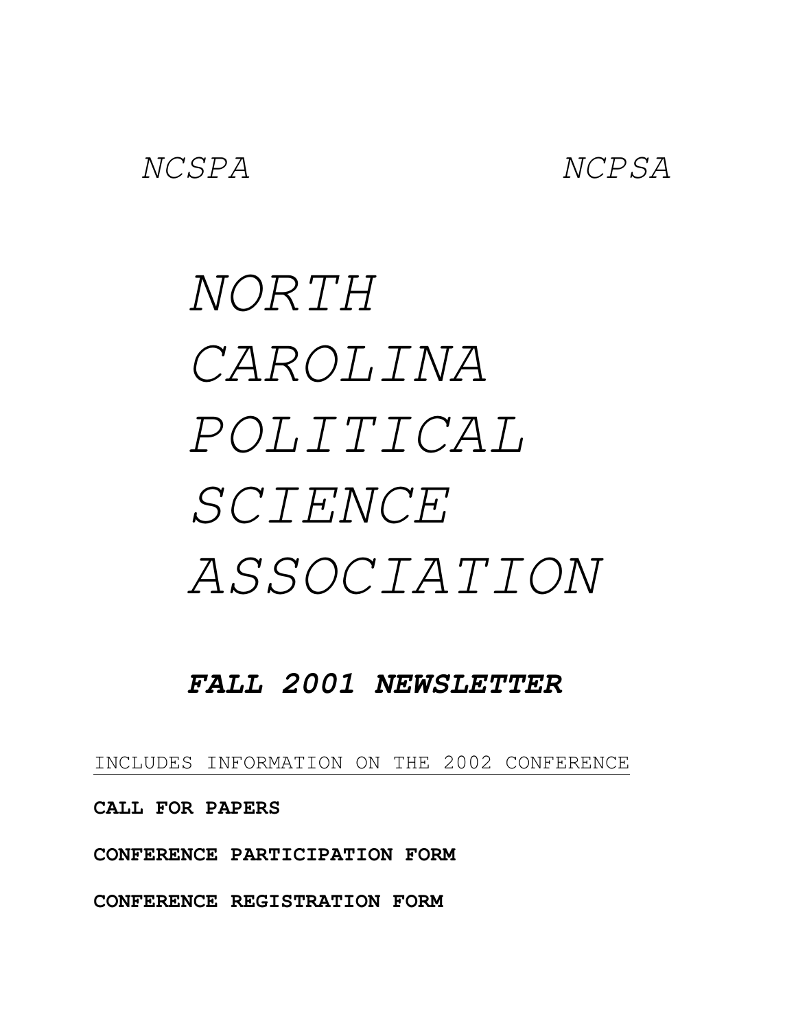*NCSPA* *NCPSA*

# *NORTH CAROLINA POLITICAL SCIENCE ASSOCIATION*

## ***FALL 2001 NEWSLETTER***

INCLUDES INFORMATION ON THE 2002 CONFERENCE

**CALL FOR PAPERS**

**CONFERENCE PARTICIPATION FORM**

**CONFERENCE REGISTRATION FORM**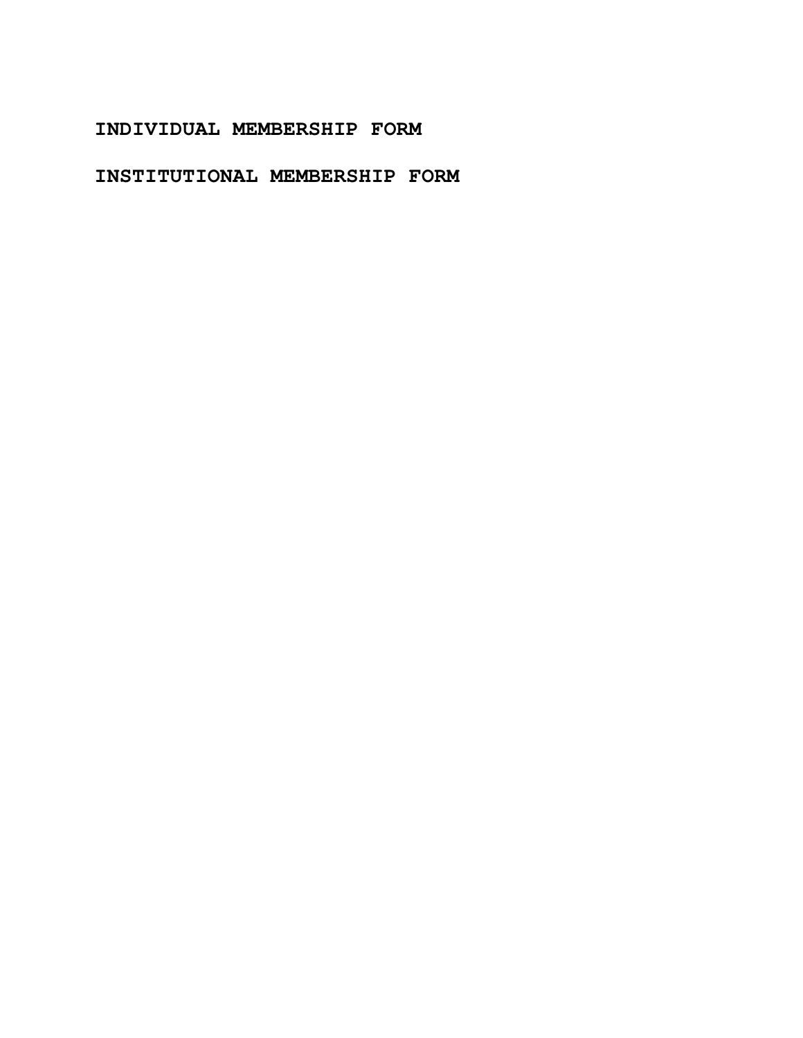**INDIVIDUAL MEMBERSHIP FORM**

**INSTITUTIONAL MEMBERSHIP FORM**